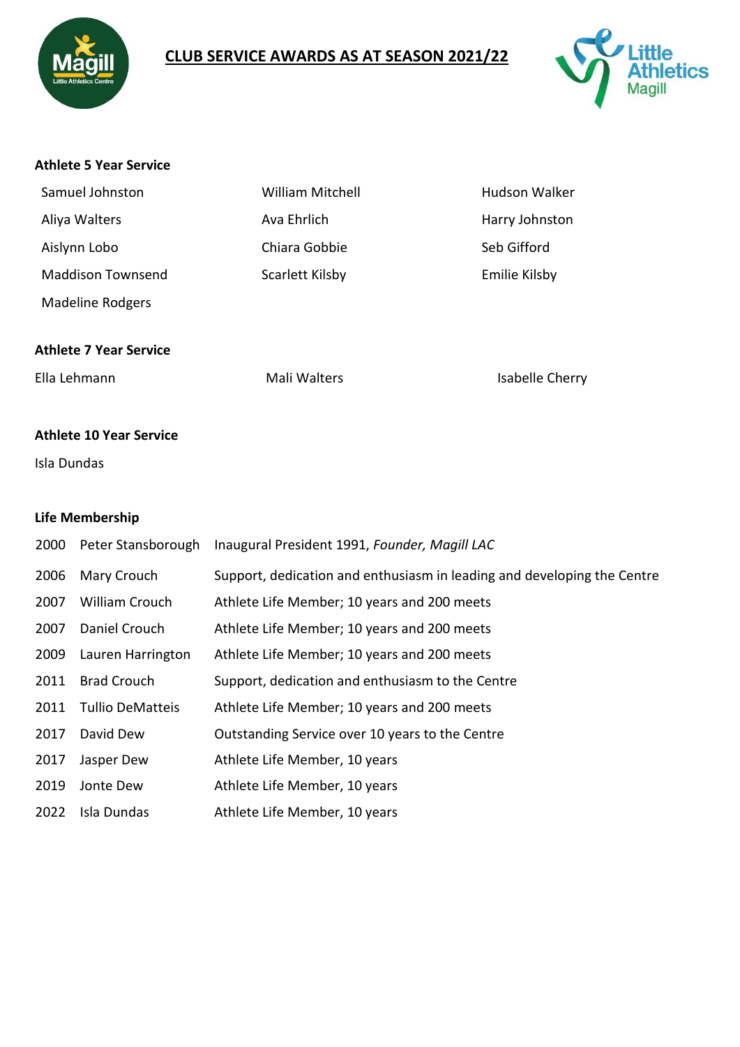# CLUB SERVICE AWARDS AS AT SEASON 2021/22

### Athlete 5 Year Service

| | | |
|---|---|---|
| Samuel Johnston | William Mitchell | Hudson Walker |
| Aliya Walters | Ava Ehrlich | Harry Johnston |
| Aislynn Lobo | Chiara Gobbie | Seb Gifford |
| Maddison Townsend | Scarlett Kilsby | Emilie Kilsby |
| Madeline Rodgers | | |

### Athlete 7 Year Service

| | | |
|---|---|---|
| Ella Lehmann | Mali Walters | Isabelle Cherry |

### Athlete 10 Year Service

Isla Dundas

### Life Membership

| | | |
|---|---|---|
| 2000 | Peter Stansborough | Inaugural President 1991, *Founder, Magill LAC* |
| 2006 | Mary Crouch | Support, dedication and enthusiasm in leading and developing the Centre |
| 2007 | William Crouch | Athlete Life Member; 10 years and 200 meets |
| 2007 | Daniel Crouch | Athlete Life Member; 10 years and 200 meets |
| 2009 | Lauren Harrington | Athlete Life Member; 10 years and 200 meets |
| 2011 | Brad Crouch | Support, dedication and enthusiasm to the Centre |
| 2011 | Tullio DeMatteis | Athlete Life Member; 10 years and 200 meets |
| 2017 | David Dew | Outstanding Service over 10 years to the Centre |
| 2017 | Jasper Dew | Athlete Life Member, 10 years |
| 2019 | Jonte Dew | Athlete Life Member, 10 years |
| 2022 | Isla Dundas | Athlete Life Member, 10 years |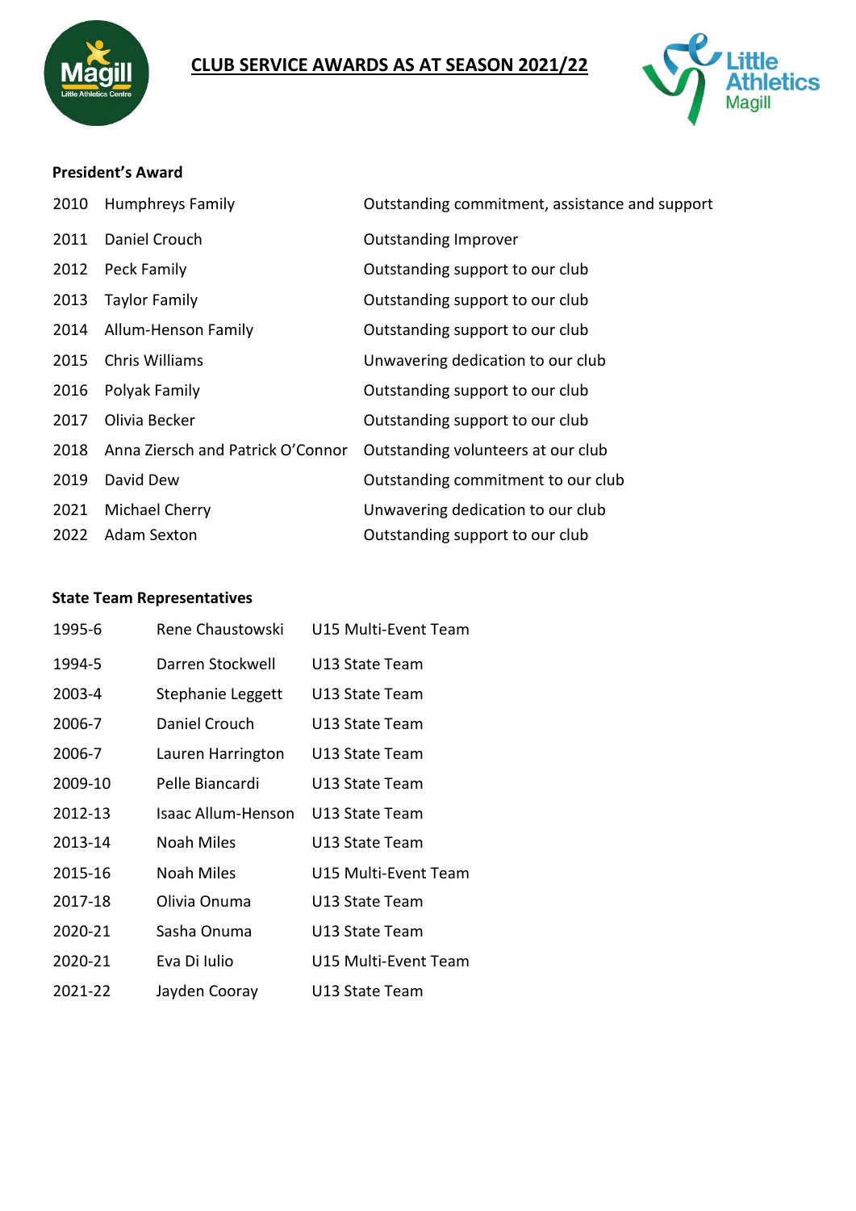# CLUB SERVICE AWARDS AS AT SEASON 2021/22

## President's Award

| | | |
|---|---|---|
| 2010 | Humphreys Family | Outstanding commitment, assistance and support |
| 2011 | Daniel Crouch | Outstanding Improver |
| 2012 | Peck Family | Outstanding support to our club |
| 2013 | Taylor Family | Outstanding support to our club |
| 2014 | Allum-Henson Family | Outstanding support to our club |
| 2015 | Chris Williams | Unwavering dedication to our club |
| 2016 | Polyak Family | Outstanding support to our club |
| 2017 | Olivia Becker | Outstanding support to our club |
| 2018 | Anna Ziersch and Patrick O'Connor | Outstanding volunteers at our club |
| 2019 | David Dew | Outstanding commitment to our club |
| 2021 | Michael Cherry | Unwavering dedication to our club |
| 2022 | Adam Sexton | Outstanding support to our club |

## State Team Representatives

| | | |
|---|---|---|
| 1995-6 | Rene Chaustowski | U15 Multi-Event Team |
| 1994-5 | Darren Stockwell | U13 State Team |
| 2003-4 | Stephanie Leggett | U13 State Team |
| 2006-7 | Daniel Crouch | U13 State Team |
| 2006-7 | Lauren Harrington | U13 State Team |
| 2009-10 | Pelle Biancardi | U13 State Team |
| 2012-13 | Isaac Allum-Henson | U13 State Team |
| 2013-14 | Noah Miles | U13 State Team |
| 2015-16 | Noah Miles | U15 Multi-Event Team |
| 2017-18 | Olivia Onuma | U13 State Team |
| 2020-21 | Sasha Onuma | U13 State Team |
| 2020-21 | Eva Di Iulio | U15 Multi-Event Team |
| 2021-22 | Jayden Cooray | U13 State Team |